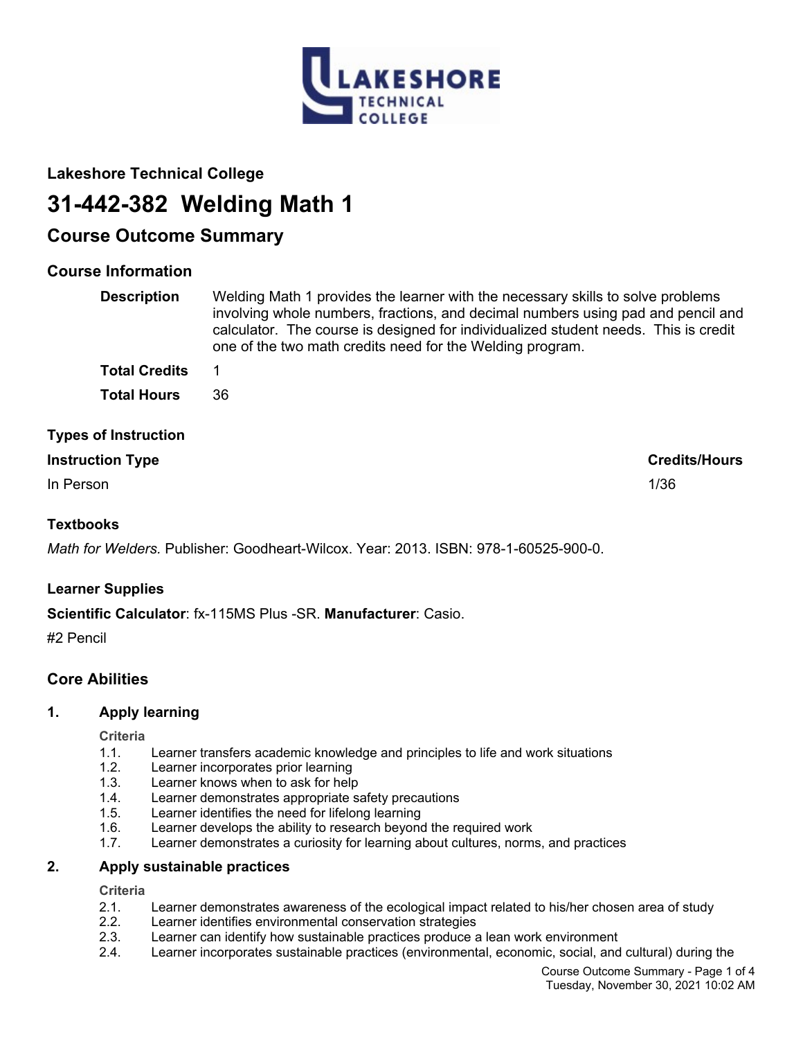## Lakeshore Technical College

# 31-442-382 Welding Math 1

## Course Outcome Summary

### Course Information

**Description** Welding Math 1 provides the learner with the necessary skills to solve problems involving whole numbers, fractions, and decimal numbers using pad and pencil and calculator. The course is designed for individualized student needs. This is credit one of the two math credits need for the Welding program.

**Total Credits** 1

**Total Hours** 36

### Types of Instruction

| Instruction Type | Credits/Hours |
|---|---|
| In Person | 1/36 |

### Textbooks

*Math for Welders.* Publisher: Goodheart-Wilcox. Year: 2013. ISBN: 978-1-60525-900-0.

### Learner Supplies

**Scientific Calculator**: fx-115MS Plus -SR. **Manufacturer**: Casio.

#2 Pencil

## Core Abilities

### 1. Apply learning

**Criteria**

1.1. Learner transfers academic knowledge and principles to life and work situations
1.2. Learner incorporates prior learning
1.3. Learner knows when to ask for help
1.4. Learner demonstrates appropriate safety precautions
1.5. Learner identifies the need for lifelong learning
1.6. Learner develops the ability to research beyond the required work
1.7. Learner demonstrates a curiosity for learning about cultures, norms, and practices

### 2. Apply sustainable practices

**Criteria**

2.1. Learner demonstrates awareness of the ecological impact related to his/her chosen area of study
2.2. Learner identifies environmental conservation strategies
2.3. Learner can identify how sustainable practices produce a lean work environment
2.4. Learner incorporates sustainable practices (environmental, economic, social, and cultural) during the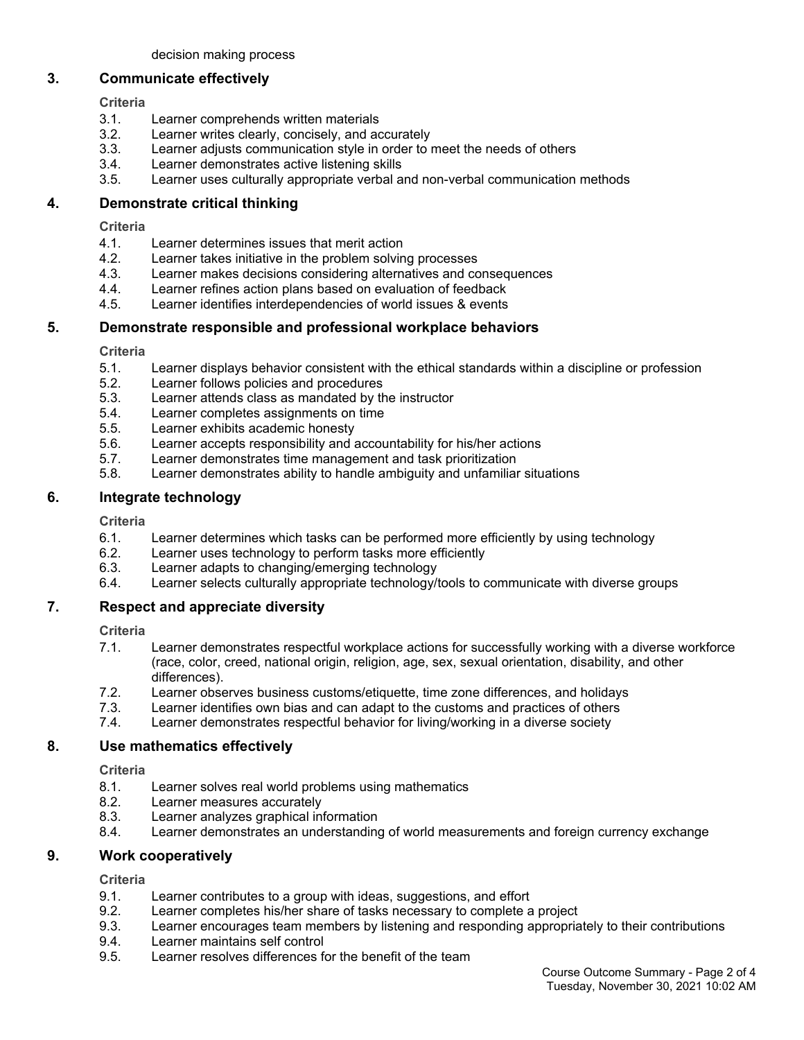decision making process

### 3. Communicate effectively

**Criteria**

3.1. Learner comprehends written materials
3.2. Learner writes clearly, concisely, and accurately
3.3. Learner adjusts communication style in order to meet the needs of others
3.4. Learner demonstrates active listening skills
3.5. Learner uses culturally appropriate verbal and non-verbal communication methods

### 4. Demonstrate critical thinking

**Criteria**

4.1. Learner determines issues that merit action
4.2. Learner takes initiative in the problem solving processes
4.3. Learner makes decisions considering alternatives and consequences
4.4. Learner refines action plans based on evaluation of feedback
4.5. Learner identifies interdependencies of world issues & events

### 5. Demonstrate responsible and professional workplace behaviors

**Criteria**

5.1. Learner displays behavior consistent with the ethical standards within a discipline or profession
5.2. Learner follows policies and procedures
5.3. Learner attends class as mandated by the instructor
5.4. Learner completes assignments on time
5.5. Learner exhibits academic honesty
5.6. Learner accepts responsibility and accountability for his/her actions
5.7. Learner demonstrates time management and task prioritization
5.8. Learner demonstrates ability to handle ambiguity and unfamiliar situations

### 6. Integrate technology

**Criteria**

6.1. Learner determines which tasks can be performed more efficiently by using technology
6.2. Learner uses technology to perform tasks more efficiently
6.3. Learner adapts to changing/emerging technology
6.4. Learner selects culturally appropriate technology/tools to communicate with diverse groups

### 7. Respect and appreciate diversity

**Criteria**

7.1. Learner demonstrates respectful workplace actions for successfully working with a diverse workforce (race, color, creed, national origin, religion, age, sex, sexual orientation, disability, and other differences).
7.2. Learner observes business customs/etiquette, time zone differences, and holidays
7.3. Learner identifies own bias and can adapt to the customs and practices of others
7.4. Learner demonstrates respectful behavior for living/working in a diverse society

### 8. Use mathematics effectively

**Criteria**

8.1. Learner solves real world problems using mathematics
8.2. Learner measures accurately
8.3. Learner analyzes graphical information
8.4. Learner demonstrates an understanding of world measurements and foreign currency exchange

### 9. Work cooperatively

**Criteria**

9.1. Learner contributes to a group with ideas, suggestions, and effort
9.2. Learner completes his/her share of tasks necessary to complete a project
9.3. Learner encourages team members by listening and responding appropriately to their contributions
9.4. Learner maintains self control
9.5. Learner resolves differences for the benefit of the team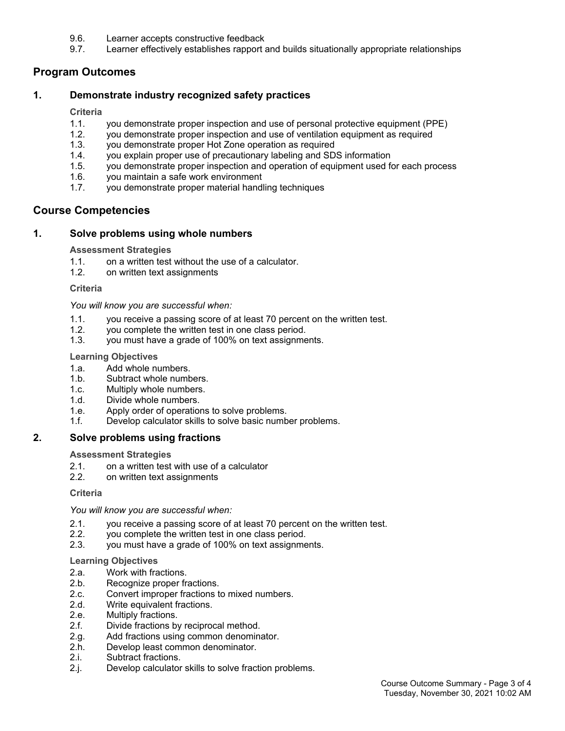9.6. Learner accepts constructive feedback
9.7. Learner effectively establishes rapport and builds situationally appropriate relationships

## Program Outcomes

### 1. Demonstrate industry recognized safety practices

**Criteria**

1.1. you demonstrate proper inspection and use of personal protective equipment (PPE)
1.2. you demonstrate proper inspection and use of ventilation equipment as required
1.3. you demonstrate proper Hot Zone operation as required
1.4. you explain proper use of precautionary labeling and SDS information
1.5. you demonstrate proper inspection and operation of equipment used for each process
1.6. you maintain a safe work environment
1.7. you demonstrate proper material handling techniques

## Course Competencies

### 1. Solve problems using whole numbers

**Assessment Strategies**

1.1. on a written test without the use of a calculator.
1.2. on written text assignments

**Criteria**

*You will know you are successful when:*

1.1. you receive a passing score of at least 70 percent on the written test.
1.2. you complete the written test in one class period.
1.3. you must have a grade of 100% on text assignments.

**Learning Objectives**

1.a. Add whole numbers.
1.b. Subtract whole numbers.
1.c. Multiply whole numbers.
1.d. Divide whole numbers.
1.e. Apply order of operations to solve problems.
1.f. Develop calculator skills to solve basic number problems.

### 2. Solve problems using fractions

**Assessment Strategies**

2.1. on a written test with use of a calculator
2.2. on written text assignments

**Criteria**

*You will know you are successful when:*

2.1. you receive a passing score of at least 70 percent on the written test.
2.2. you complete the written test in one class period.
2.3. you must have a grade of 100% on text assignments.

**Learning Objectives**

2.a. Work with fractions.
2.b. Recognize proper fractions.
2.c. Convert improper fractions to mixed numbers.
2.d. Write equivalent fractions.
2.e. Multiply fractions.
2.f. Divide fractions by reciprocal method.
2.g. Add fractions using common denominator.
2.h. Develop least common denominator.
2.i. Subtract fractions.
2.j. Develop calculator skills to solve fraction problems.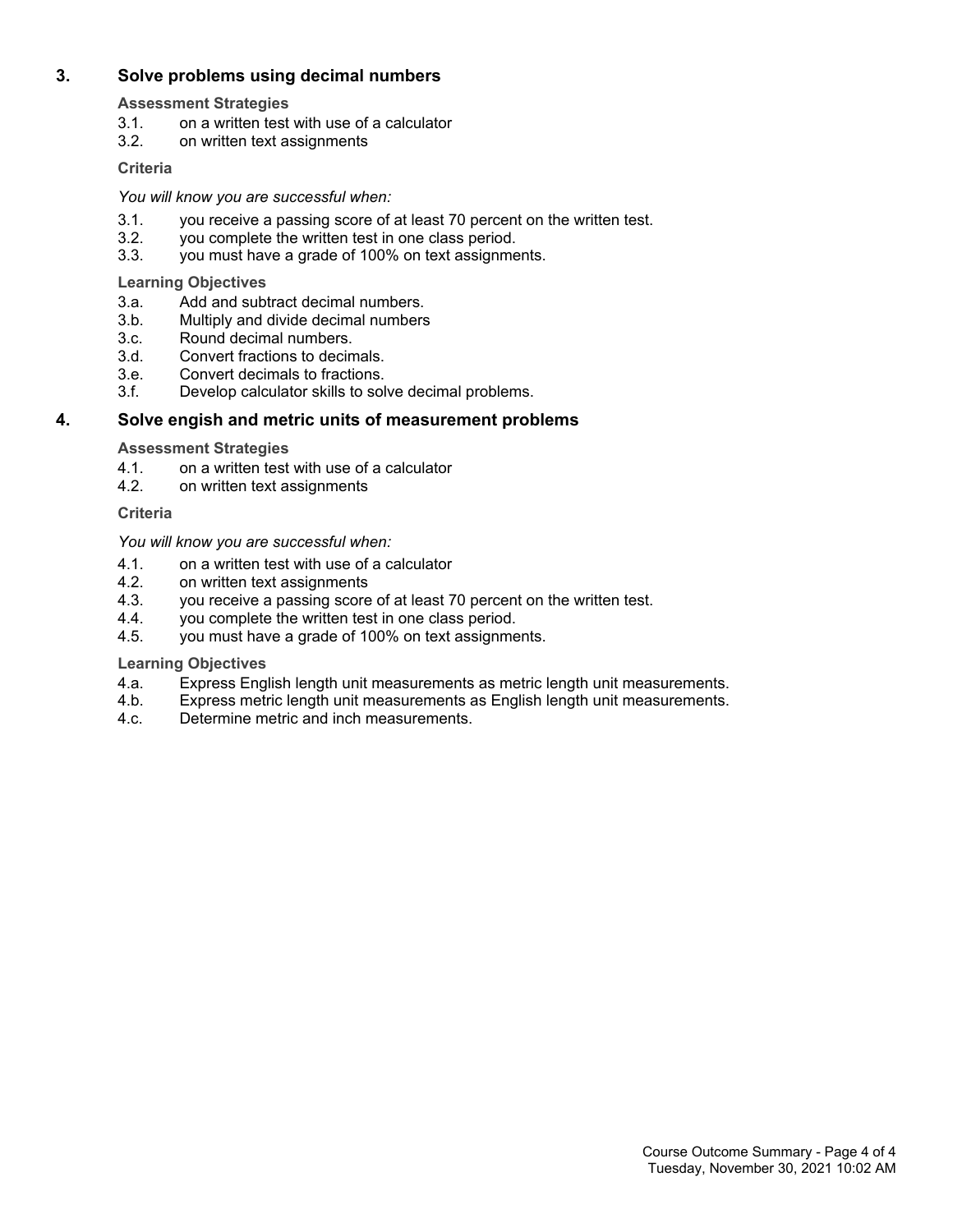## 3. Solve problems using decimal numbers

**Assessment Strategies**

3.1. on a written test with use of a calculator
3.2. on written text assignments

**Criteria**

*You will know you are successful when:*

3.1. you receive a passing score of at least 70 percent on the written test.
3.2. you complete the written test in one class period.
3.3. you must have a grade of 100% on text assignments.

**Learning Objectives**

3.a. Add and subtract decimal numbers.
3.b. Multiply and divide decimal numbers
3.c. Round decimal numbers.
3.d. Convert fractions to decimals.
3.e. Convert decimals to fractions.
3.f. Develop calculator skills to solve decimal problems.

## 4. Solve engish and metric units of measurement problems

**Assessment Strategies**

4.1. on a written test with use of a calculator
4.2. on written text assignments

**Criteria**

*You will know you are successful when:*

4.1. on a written test with use of a calculator
4.2. on written text assignments
4.3. you receive a passing score of at least 70 percent on the written test.
4.4. you complete the written test in one class period.
4.5. you must have a grade of 100% on text assignments.

**Learning Objectives**

4.a. Express English length unit measurements as metric length unit measurements.
4.b. Express metric length unit measurements as English length unit measurements.
4.c. Determine metric and inch measurements.